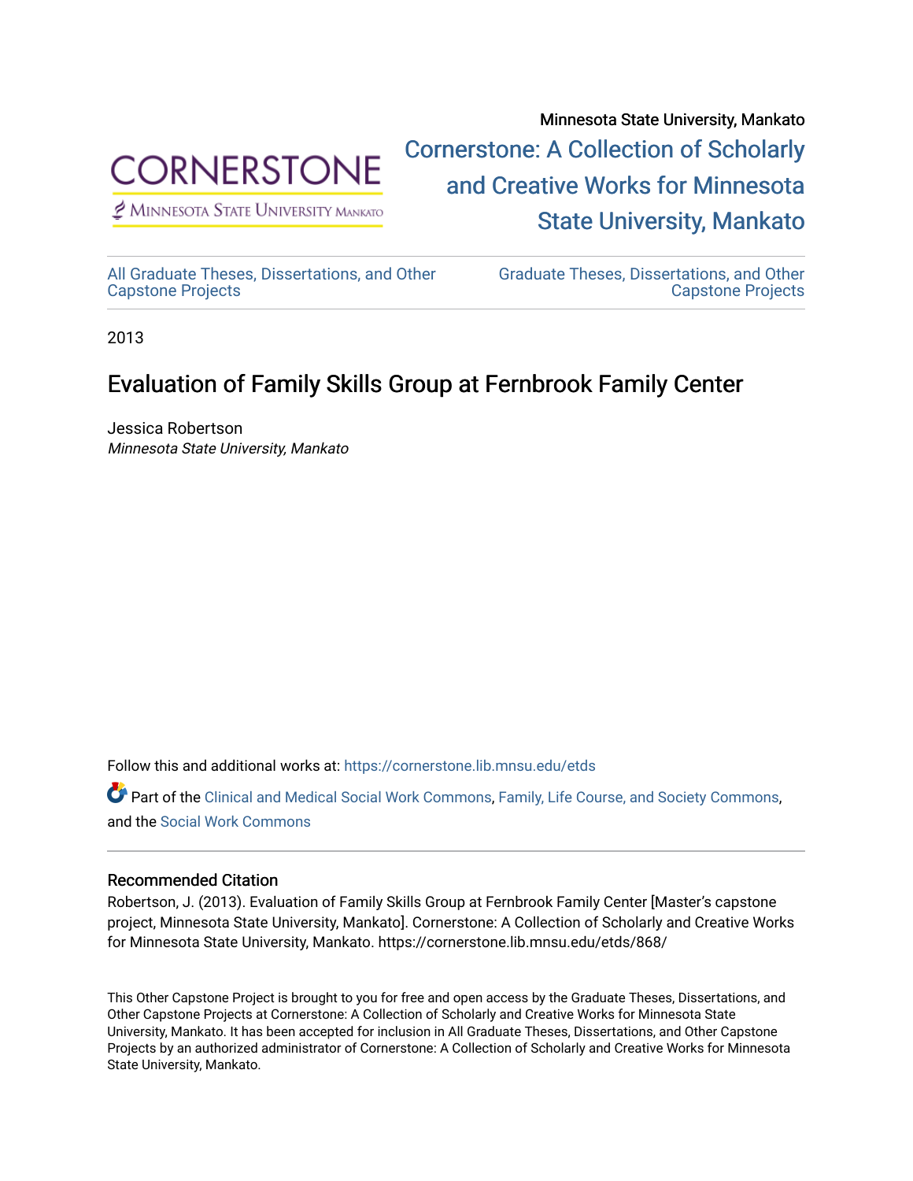Minnesota State University, Mankato

**Cornerstone: A Collection of Scholarly and Creative Works for Minnesota State University, Mankato**

All Graduate Theses, Dissertations, and Other Capstone Projects

Graduate Theses, Dissertations, and Other Capstone Projects

2013

# Evaluation of Family Skills Group at Fernbrook Family Center

Jessica Robertson
*Minnesota State University, Mankato*

Follow this and additional works at: https://cornerstone.lib.mnsu.edu/etds

Part of the Clinical and Medical Social Work Commons, Family, Life Course, and Society Commons, and the Social Work Commons

## Recommended Citation

Robertson, J. (2013). Evaluation of Family Skills Group at Fernbrook Family Center [Master's capstone project, Minnesota State University, Mankato]. Cornerstone: A Collection of Scholarly and Creative Works for Minnesota State University, Mankato. https://cornerstone.lib.mnsu.edu/etds/868/

This Other Capstone Project is brought to you for free and open access by the Graduate Theses, Dissertations, and Other Capstone Projects at Cornerstone: A Collection of Scholarly and Creative Works for Minnesota State University, Mankato. It has been accepted for inclusion in All Graduate Theses, Dissertations, and Other Capstone Projects by an authorized administrator of Cornerstone: A Collection of Scholarly and Creative Works for Minnesota State University, Mankato.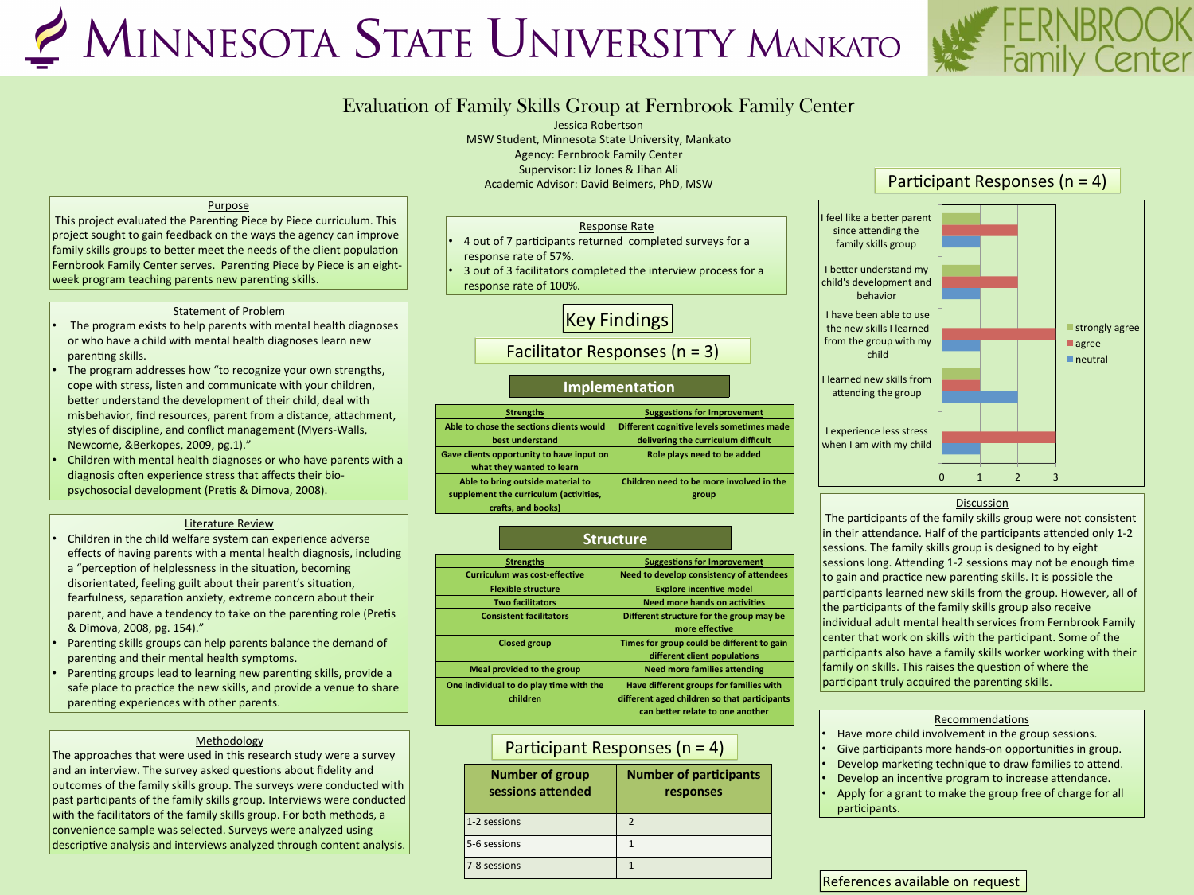# Minnesota State University Mankato

Fernbrook Family Center

## Evaluation of Family Skills Group at Fernbrook Family Center

Jessica Robertson
MSW Student, Minnesota State University, Mankato
Agency: Fernbrook Family Center
Supervisor: Liz Jones & Jihan Ali
Academic Advisor: David Beimers, PhD, MSW

### Purpose

This project evaluated the Parenting Piece by Piece curriculum. This project sought to gain feedback on the ways the agency can improve family skills groups to better meet the needs of the client population Fernbrook Family Center serves. Parenting Piece by Piece is an eight-week program teaching parents new parenting skills.

### Statement of Problem

- The program exists to help parents with mental health diagnoses or who have a child with mental health diagnoses learn new parenting skills.
- The program addresses how "to recognize your own strengths, cope with stress, listen and communicate with your children, better understand the development of their child, deal with misbehavior, find resources, parent from a distance, attachment, styles of discipline, and conflict management (Myers-Walls, Newcome, &Berkopes, 2009, pg.1)."
- Children with mental health diagnoses or who have parents with a diagnosis often experience stress that affects their bio-psychosocial development (Pretis & Dimova, 2008).

### Literature Review

- Children in the child welfare system can experience adverse effects of having parents with a mental health diagnosis, including a "perception of helplessness in the situation, becoming disorientated, feeling guilt about their parent's situation, fearfulness, separation anxiety, extreme concern about their parent, and have a tendency to take on the parenting role (Pretis & Dimova, 2008, pg. 154)."
- Parenting skills groups can help parents balance the demand of parenting and their mental health symptoms.
- Parenting groups lead to learning new parenting skills, provide a safe place to practice the new skills, and provide a venue to share parenting experiences with other parents.

### Methodology

The approaches that were used in this research study were a survey and an interview. The survey asked questions about fidelity and outcomes of the family skills group. The surveys were conducted with past participants of the family skills group. Interviews were conducted with the facilitators of the family skills group. For both methods, a convenience sample was selected. Surveys were analyzed using descriptive analysis and interviews analyzed through content analysis.

### Response Rate

- 4 out of 7 participants returned completed surveys for a response rate of 57%.
- 3 out of 3 facilitators completed the interview process for a response rate of 100%.

## Key Findings

### Facilitator Responses (n = 3)

#### Implementation

| Strengths | Suggestions for Improvement |
|---|---|
| Able to chose the sections clients would best understand | Different cognitive levels sometimes made delivering the curriculum difficult |
| Gave clients opportunity to have input on what they wanted to learn | Role plays need to be added |
| Able to bring outside material to supplement the curriculum (activities, crafts, and books) | Children need to be more involved in the group |

#### Structure

| Strengths | Suggestions for Improvement |
|---|---|
| Curriculum was cost-effective | Need to develop consistency of attendees |
| Flexible structure | Explore incentive model |
| Two facilitators | Need more hands on activities |
| Consistent facilitators | Different structure for the group may be more effective |
| Closed group | Times for group could be different to gain different client populations |
| Meal provided to the group | Need more families attending |
| One individual to do play time with the children | Have different groups for families with different aged children so that participants can better relate to one another |

### Participant Responses (n = 4)

| Number of group sessions attended | Number of participants responses |
|---|---|
| 1-2 sessions | 2 |
| 5-6 sessions | 1 |
| 7-8 sessions | 1 |

### Participant Responses (n = 4)

I feel like a better parent since attending the family skills group
I better understand my child's development and behavior
I have been able to use the new skills I learned from the group with my child
I learned new skills from attending the group
I experience less stress when I am with my child

0 1 2 3

strongly agree
agree
neutral

### Discussion

The participants of the family skills group were not consistent in their attendance. Half of the participants attended only 1-2 sessions. The family skills group is designed to by eight sessions long. Attending 1-2 sessions may not be enough time to gain and practice new parenting skills. It is possible the participants learned new skills from the group. However, all of the participants of the family skills group also receive individual adult mental health services from Fernbrook Family center that work on skills with the participant. Some of the participants also have a family skills worker working with their family on skills. This raises the question of where the participant truly acquired the parenting skills.

### Recommendations

- Have more child involvement in the group sessions.
- Give participants more hands-on opportunities in group.
- Develop marketing technique to draw families to attend.
- Develop an incentive program to increase attendance.
- Apply for a grant to make the group free of charge for all participants.

References available on request